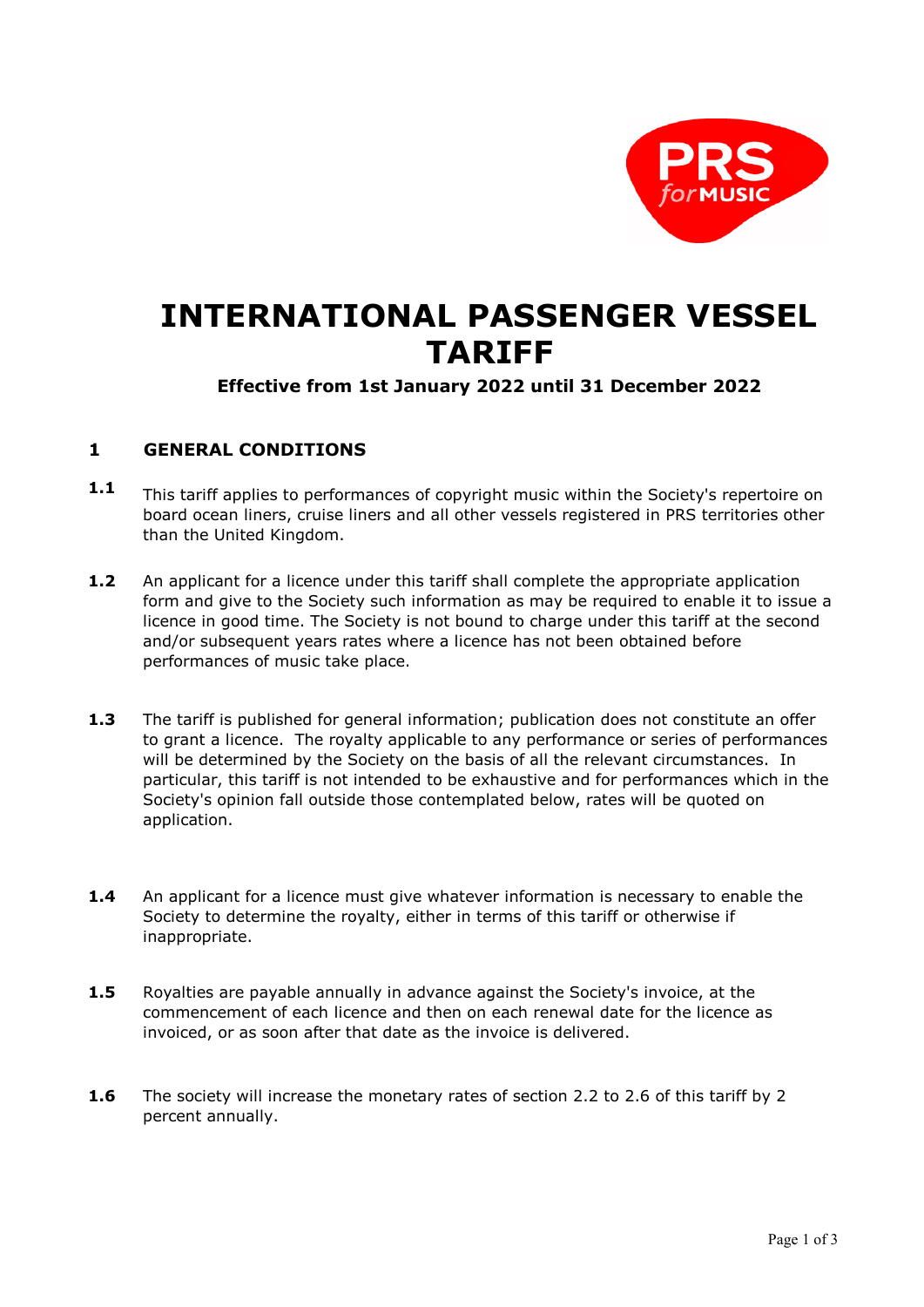# INTERNATIONAL PASSENGER VESSEL TARIFF

**Effective from 1st January 2022 until 31 December 2022**

## 1 GENERAL CONDITIONS

**1.1** This tariff applies to performances of copyright music within the Society's repertoire on board ocean liners, cruise liners and all other vessels registered in PRS territories other than the United Kingdom.

**1.2** An applicant for a licence under this tariff shall complete the appropriate application form and give to the Society such information as may be required to enable it to issue a licence in good time. The Society is not bound to charge under this tariff at the second and/or subsequent years rates where a licence has not been obtained before performances of music take place.

**1.3** The tariff is published for general information; publication does not constitute an offer to grant a licence. The royalty applicable to any performance or series of performances will be determined by the Society on the basis of all the relevant circumstances. In particular, this tariff is not intended to be exhaustive and for performances which in the Society's opinion fall outside those contemplated below, rates will be quoted on application.

**1.4** An applicant for a licence must give whatever information is necessary to enable the Society to determine the royalty, either in terms of this tariff or otherwise if inappropriate.

**1.5** Royalties are payable annually in advance against the Society's invoice, at the commencement of each licence and then on each renewal date for the licence as invoiced, or as soon after that date as the invoice is delivered.

**1.6** The society will increase the monetary rates of section 2.2 to 2.6 of this tariff by 2 percent annually.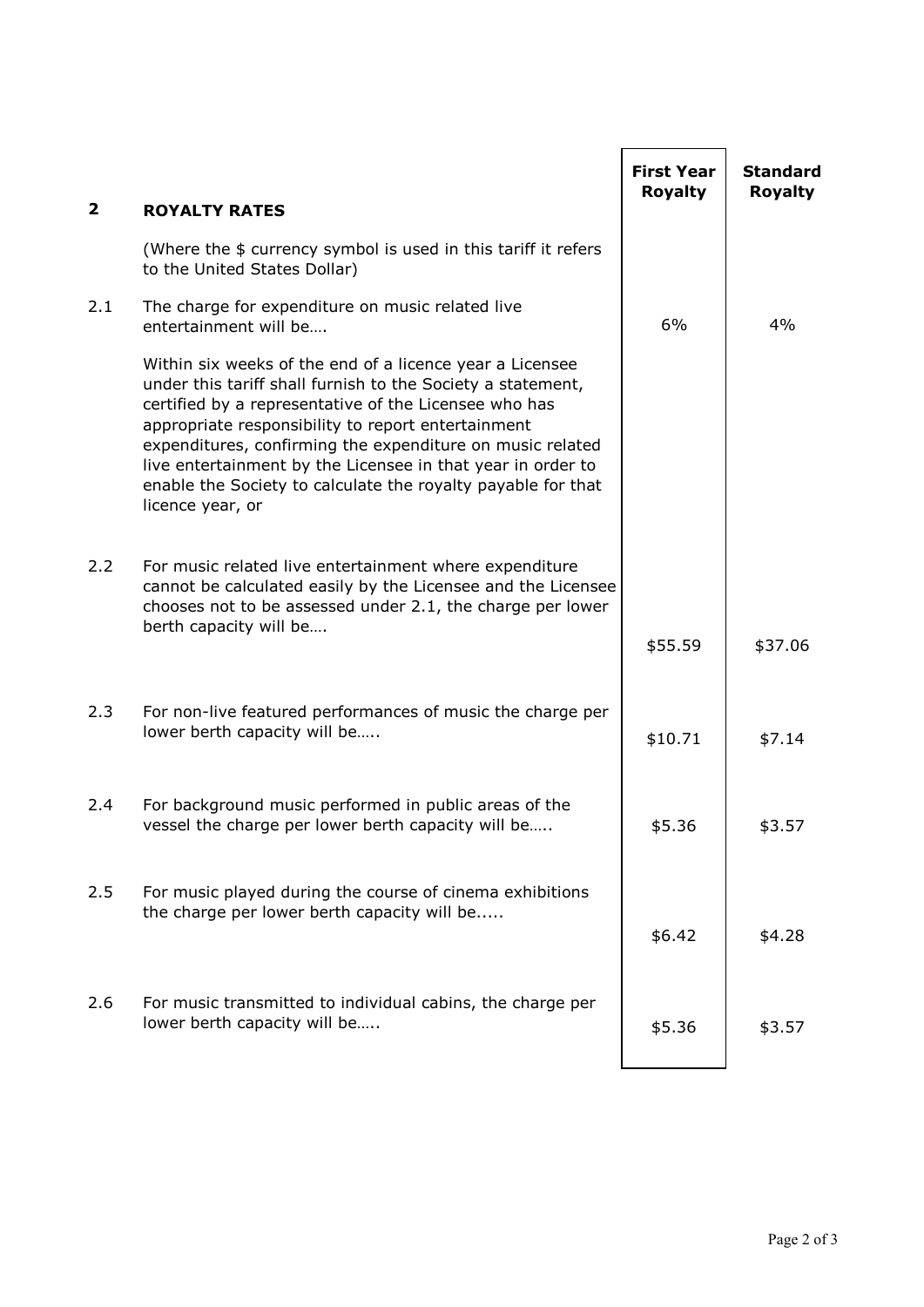## 2 ROYALTY RATES

| | | First Year Royalty | Standard Royalty |
|---|---|---|---|
| | (Where the $ currency symbol is used in this tariff it refers to the United States Dollar) | | |
| 2.1 | The charge for expenditure on music related live entertainment will be…. | 6% | 4% |
| | Within six weeks of the end of a licence year a Licensee under this tariff shall furnish to the Society a statement, certified by a representative of the Licensee who has appropriate responsibility to report entertainment expenditures, confirming the expenditure on music related live entertainment by the Licensee in that year in order to enable the Society to calculate the royalty payable for that licence year, or | | |
| 2.2 | For music related live entertainment where expenditure cannot be calculated easily by the Licensee and the Licensee chooses not to be assessed under 2.1, the charge per lower berth capacity will be…. | $55.59 | $37.06 |
| 2.3 | For non-live featured performances of music the charge per lower berth capacity will be….. | $10.71 | $7.14 |
| 2.4 | For background music performed in public areas of the vessel the charge per lower berth capacity will be….. | $5.36 | $3.57 |
| 2.5 | For music played during the course of cinema exhibitions the charge per lower berth capacity will be..... | $6.42 | $4.28 |
| 2.6 | For music transmitted to individual cabins, the charge per lower berth capacity will be….. | $5.36 | $3.57 |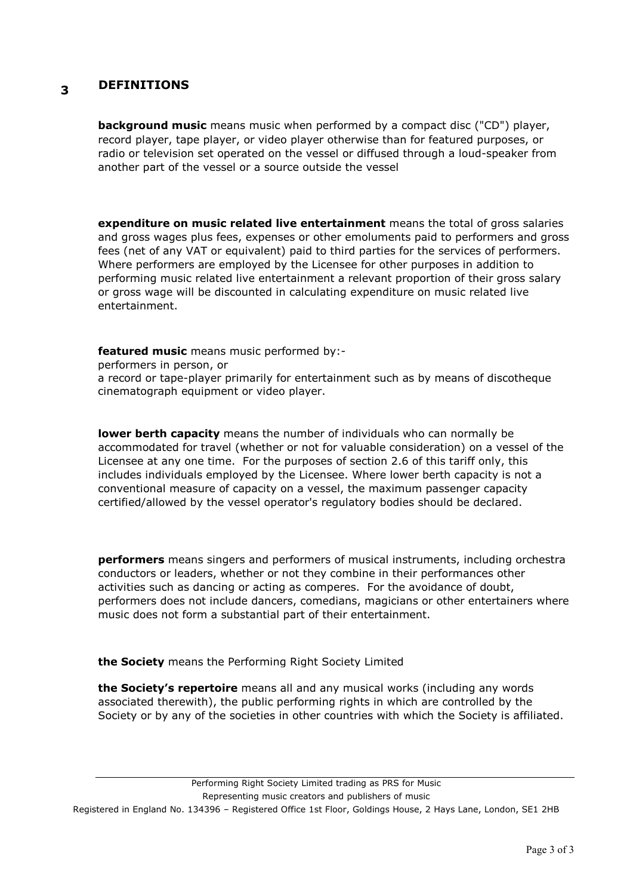## 3 DEFINITIONS

**background music** means music when performed by a compact disc ("CD") player, record player, tape player, or video player otherwise than for featured purposes, or radio or television set operated on the vessel or diffused through a loud-speaker from another part of the vessel or a source outside the vessel

**expenditure on music related live entertainment** means the total of gross salaries and gross wages plus fees, expenses or other emoluments paid to performers and gross fees (net of any VAT or equivalent) paid to third parties for the services of performers. Where performers are employed by the Licensee for other purposes in addition to performing music related live entertainment a relevant proportion of their gross salary or gross wage will be discounted in calculating expenditure on music related live entertainment.

**featured music** means music performed by:-
performers in person, or
a record or tape-player primarily for entertainment such as by means of discotheque cinematograph equipment or video player.

**lower berth capacity** means the number of individuals who can normally be accommodated for travel (whether or not for valuable consideration) on a vessel of the Licensee at any one time. For the purposes of section 2.6 of this tariff only, this includes individuals employed by the Licensee. Where lower berth capacity is not a conventional measure of capacity on a vessel, the maximum passenger capacity certified/allowed by the vessel operator's regulatory bodies should be declared.

**performers** means singers and performers of musical instruments, including orchestra conductors or leaders, whether or not they combine in their performances other activities such as dancing or acting as comperes. For the avoidance of doubt, performers does not include dancers, comedians, magicians or other entertainers where music does not form a substantial part of their entertainment.

**the Society** means the Performing Right Society Limited

**the Society's repertoire** means all and any musical works (including any words associated therewith), the public performing rights in which are controlled by the Society or by any of the societies in other countries with which the Society is affiliated.

Performing Right Society Limited trading as PRS for Music
Representing music creators and publishers of music
Registered in England No. 134396 – Registered Office 1st Floor, Goldings House, 2 Hays Lane, London, SE1 2HB